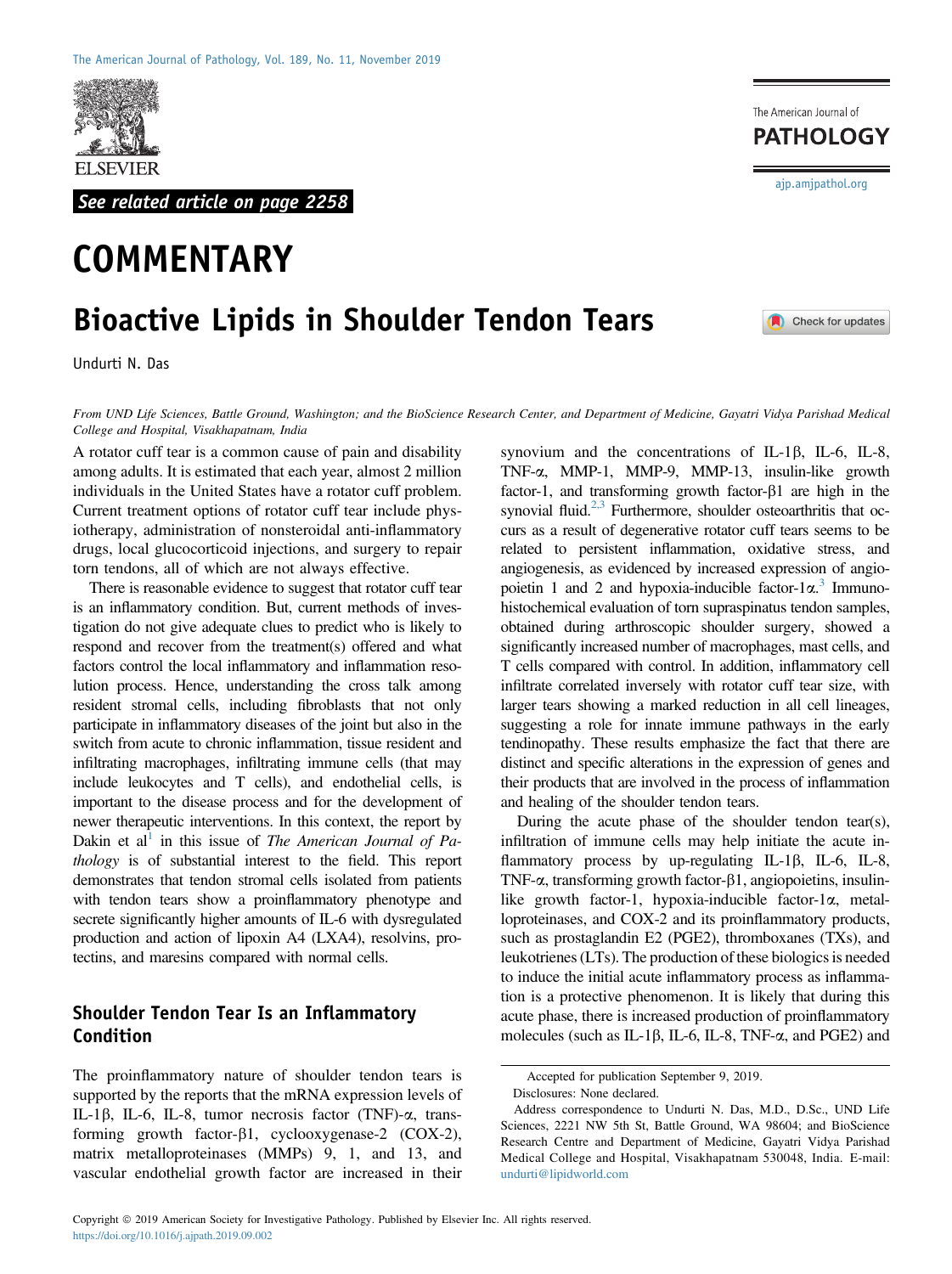See related article on page 2258

# COMMENTARY

# Bioactive Lipids in Shoulder Tendon Tears

Undurti N. Das

*From UND Life Sciences, Battle Ground, Washington; and the BioScience Research Center, and Department of Medicine, Gayatri Vidya Parishad Medical College and Hospital, Visakhapatnam, India*

A rotator cuff tear is a common cause of pain and disability among adults. It is estimated that each year, almost 2 million individuals in the United States have a rotator cuff problem. Current treatment options of rotator cuff tear include physiotherapy, administration of nonsteroidal anti-inflammatory drugs, local glucocorticoid injections, and surgery to repair torn tendons, all of which are not always effective.

There is reasonable evidence to suggest that rotator cuff tear is an inflammatory condition. But, current methods of investigation do not give adequate clues to predict who is likely to respond and recover from the treatment(s) offered and what factors control the local inflammatory and inflammation resolution process. Hence, understanding the cross talk among resident stromal cells, including fibroblasts that not only participate in inflammatory diseases of the joint but also in the switch from acute to chronic inflammation, tissue resident and infiltrating macrophages, infiltrating immune cells (that may include leukocytes and T cells), and endothelial cells, is important to the disease process and for the development of newer therapeutic interventions. In this context, the report by Dakin et al[1] in this issue of *The American Journal of Pathology* is of substantial interest to the field. This report demonstrates that tendon stromal cells isolated from patients with tendon tears show a proinflammatory phenotype and secrete significantly higher amounts of IL-6 with dysregulated production and action of lipoxin A4 (LXA4), resolvins, protectins, and maresins compared with normal cells.

## Shoulder Tendon Tear Is an Inflammatory Condition

The proinflammatory nature of shoulder tendon tears is supported by the reports that the mRNA expression levels of IL-1β, IL-6, IL-8, tumor necrosis factor (TNF)-α, transforming growth factor-β1, cyclooxygenase-2 (COX-2), matrix metalloproteinases (MMPs) 9, 1, and 13, and vascular endothelial growth factor are increased in their synovium and the concentrations of IL-1β, IL-6, IL-8, TNF-α, MMP-1, MMP-9, MMP-13, insulin-like growth factor-1, and transforming growth factor-β1 are high in the synovial fluid.[2,3] Furthermore, shoulder osteoarthritis that occurs as a result of degenerative rotator cuff tears seems to be related to persistent inflammation, oxidative stress, and angiogenesis, as evidenced by increased expression of angiopoietin 1 and 2 and hypoxia-inducible factor-1α.[3] Immunohistochemical evaluation of torn supraspinatus tendon samples, obtained during arthroscopic shoulder surgery, showed a significantly increased number of macrophages, mast cells, and T cells compared with control. In addition, inflammatory cell infiltrate correlated inversely with rotator cuff tear size, with larger tears showing a marked reduction in all cell lineages, suggesting a role for innate immune pathways in the early tendinopathy. These results emphasize the fact that there are distinct and specific alterations in the expression of genes and their products that are involved in the process of inflammation and healing of the shoulder tendon tears.

During the acute phase of the shoulder tendon tear(s), infiltration of immune cells may help initiate the acute inflammatory process by up-regulating IL-1β, IL-6, IL-8, TNF-α, transforming growth factor-β1, angiopoietins, insulin-like growth factor-1, hypoxia-inducible factor-1α, metalloproteinases, and COX-2 and its proinflammatory products, such as prostaglandin E2 (PGE2), thromboxanes (TXs), and leukotrienes (LTs). The production of these biologics is needed to induce the initial acute inflammatory process as inflammation is a protective phenomenon. It is likely that during this acute phase, there is increased production of proinflammatory molecules (such as IL-1β, IL-6, IL-8, TNF-α, and PGE2) and

Accepted for publication September 9, 2019.

Disclosures: None declared.

Address correspondence to Undurti N. Das, M.D., D.Sc., UND Life Sciences, 2221 NW 5th St, Battle Ground, WA 98604; and BioScience Research Centre and Department of Medicine, Gayatri Vidya Parishad Medical College and Hospital, Visakhapatnam 530048, India. E-mail: undurti@lipidworld.com

Copyright © 2019 American Society for Investigative Pathology. Published by Elsevier Inc. All rights reserved.
https://doi.org/10.1016/j.ajpath.2019.09.002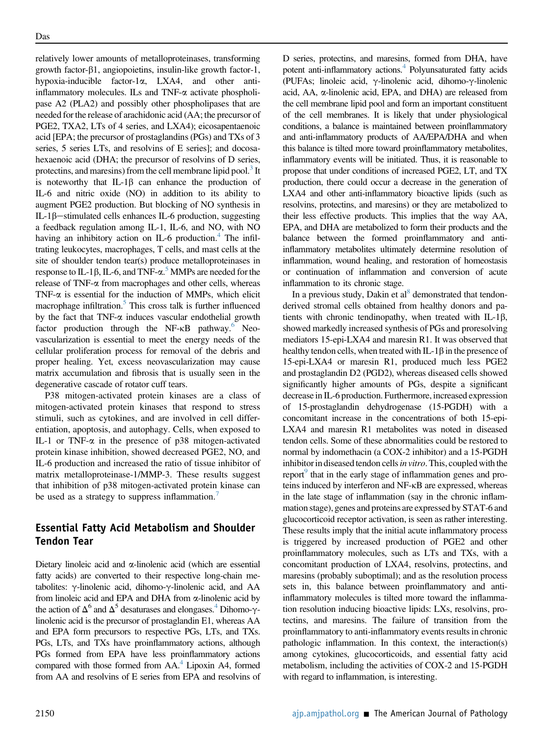relatively lower amounts of metalloproteinases, transforming growth factor-β1, angiopoietins, insulin-like growth factor-1, hypoxia-inducible factor-1α, LXA4, and other anti-inflammatory molecules. ILs and TNF-α activate phospholipase A2 (PLA2) and possibly other phospholipases that are needed for the release of arachidonic acid (AA; the precursor of PGE2, TXA2, LTs of 4 series, and LXA4); eicosapentaenoic acid [EPA; the precursor of prostaglandins (PGs) and TXs of 3 series, 5 series LTs, and resolvins of E series]; and docosahexaenoic acid (DHA; the precursor of resolvins of D series, protectins, and maresins) from the cell membrane lipid pool.[3] It is noteworthy that IL-1β can enhance the production of IL-6 and nitric oxide (NO) in addition to its ability to augment PGE2 production. But blocking of NO synthesis in IL-1β−stimulated cells enhances IL-6 production, suggesting a feedback regulation among IL-1, IL-6, and NO, with NO having an inhibitory action on IL-6 production.[4] The infiltrating leukocytes, macrophages, T cells, and mast cells at the site of shoulder tendon tear(s) produce metalloproteinases in response to IL-1β, IL-6, and TNF-α.[5] MMPs are needed for the release of TNF-α from macrophages and other cells, whereas TNF-α is essential for the induction of MMPs, which elicit macrophage infiltration.[5] This cross talk is further influenced by the fact that TNF-α induces vascular endothelial growth factor production through the NF-κB pathway.[6] Neovascularization is essential to meet the energy needs of the cellular proliferation process for removal of the debris and proper healing. Yet, excess neovascularization may cause matrix accumulation and fibrosis that is usually seen in the degenerative cascade of rotator cuff tears.

P38 mitogen-activated protein kinases are a class of mitogen-activated protein kinases that respond to stress stimuli, such as cytokines, and are involved in cell differentiation, apoptosis, and autophagy. Cells, when exposed to IL-1 or TNF-α in the presence of p38 mitogen-activated protein kinase inhibition, showed decreased PGE2, NO, and IL-6 production and increased the ratio of tissue inhibitor of matrix metalloproteinase-1/MMP-3. These results suggest that inhibition of p38 mitogen-activated protein kinase can be used as a strategy to suppress inflammation.[7]

## Essential Fatty Acid Metabolism and Shoulder Tendon Tear

Dietary linoleic acid and α-linolenic acid (which are essential fatty acids) are converted to their respective long-chain metabolites: γ-linolenic acid, dihomo-γ-linolenic acid, and AA from linoleic acid and EPA and DHA from α-linolenic acid by the action of $\Delta^6$ and $\Delta^5$ desaturases and elongases.[4] Dihomo-γ-linolenic acid is the precursor of prostaglandin E1, whereas AA and EPA form precursors to respective PGs, LTs, and TXs. PGs, LTs, and TXs have proinflammatory actions, although PGs formed from EPA have less proinflammatory actions compared with those formed from AA.[4] Lipoxin A4, formed from AA and resolvins of E series from EPA and resolvins of D series, protectins, and maresins, formed from DHA, have potent anti-inflammatory actions.[4] Polyunsaturated fatty acids (PUFAs; linoleic acid, γ-linolenic acid, dihomo-γ-linolenic acid, AA, α-linolenic acid, EPA, and DHA) are released from the cell membrane lipid pool and form an important constituent of the cell membranes. It is likely that under physiological conditions, a balance is maintained between proinflammatory and anti-inflammatory products of AA/EPA/DHA and when this balance is tilted more toward proinflammatory metabolites, inflammatory events will be initiated. Thus, it is reasonable to propose that under conditions of increased PGE2, LT, and TX production, there could occur a decrease in the generation of LXA4 and other anti-inflammatory bioactive lipids (such as resolvins, protectins, and maresins) or they are metabolized to their less effective products. This implies that the way AA, EPA, and DHA are metabolized to form their products and the balance between the formed proinflammatory and anti-inflammatory metabolites ultimately determine resolution of inflammation, wound healing, and restoration of homeostasis or continuation of inflammation and conversion of acute inflammation to its chronic stage.

In a previous study, Dakin et al[8] demonstrated that tendon-derived stromal cells obtained from healthy donors and patients with chronic tendinopathy, when treated with IL-1β, showed markedly increased synthesis of PGs and proresolving mediators 15-epi-LXA4 and maresin R1. It was observed that healthy tendon cells, when treated with IL-1β in the presence of 15-epi-LXA4 or maresin R1, produced much less PGE2 and prostaglandin D2 (PGD2), whereas diseased cells showed significantly higher amounts of PGs, despite a significant decrease in IL-6 production. Furthermore, increased expression of 15-prostaglandin dehydrogenase (15-PGDH) with a concomitant increase in the concentrations of both 15-epi-LXA4 and maresin R1 metabolites was noted in diseased tendon cells. Some of these abnormalities could be restored to normal by indomethacin (a COX-2 inhibitor) and a 15-PGDH inhibitor in diseased tendon cells *in vitro*. This, coupled with the report[9] that in the early stage of inflammation genes and proteins induced by interferon and NF-κB are expressed, whereas in the late stage of inflammation (say in the chronic inflammation stage), genes and proteins are expressed by STAT-6 and glucocorticoid receptor activation, is seen as rather interesting. These results imply that the initial acute inflammatory process is triggered by increased production of PGE2 and other proinflammatory molecules, such as LTs and TXs, with a concomitant production of LXA4, resolvins, protectins, and maresins (probably suboptimal); and as the resolution process sets in, this balance between proinflammatory and anti-inflammatory molecules is tilted more toward the inflammation resolution inducing bioactive lipids: LXs, resolvins, protectins, and maresins. The failure of transition from the proinflammatory to anti-inflammatory events results in chronic pathologic inflammation. In this context, the interaction(s) among cytokines, glucocorticoids, and essential fatty acid metabolism, including the activities of COX-2 and 15-PGDH with regard to inflammation, is interesting.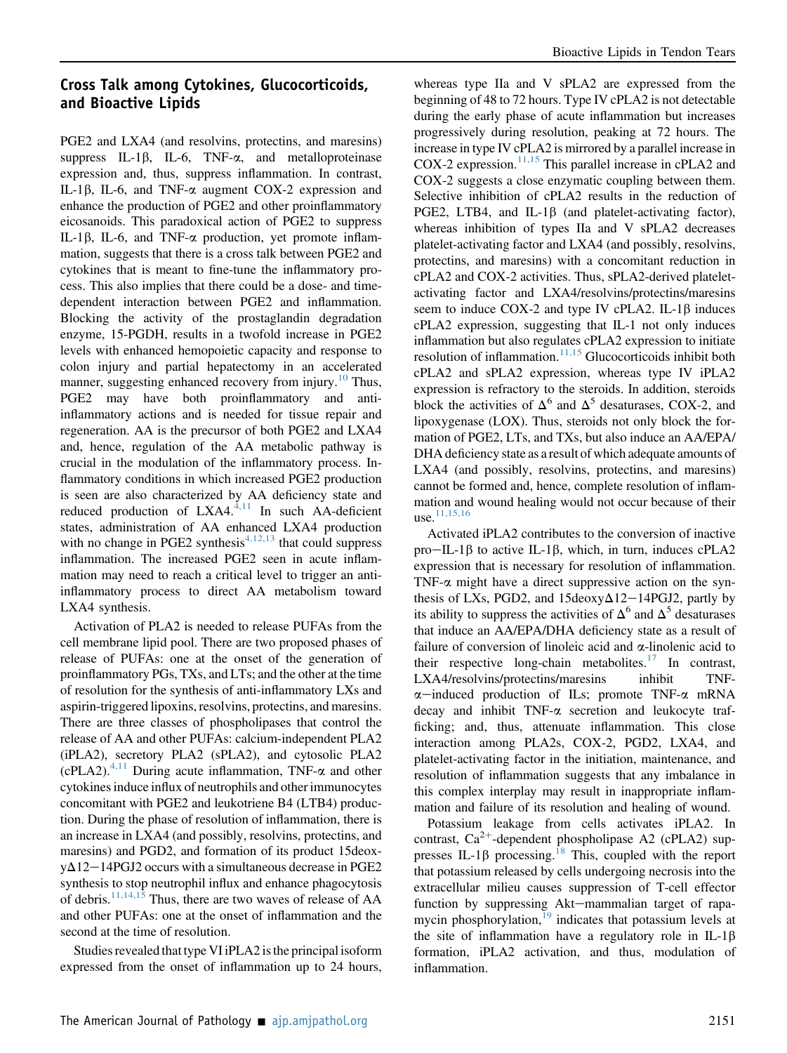## Cross Talk among Cytokines, Glucocorticoids, and Bioactive Lipids

PGE2 and LXA4 (and resolvins, protectins, and maresins) suppress IL-1β, IL-6, TNF-α, and metalloproteinase expression and, thus, suppress inflammation. In contrast, IL-1β, IL-6, and TNF-α augment COX-2 expression and enhance the production of PGE2 and other proinflammatory eicosanoids. This paradoxical action of PGE2 to suppress IL-1β, IL-6, and TNF-α production, yet promote inflammation, suggests that there is a cross talk between PGE2 and cytokines that is meant to fine-tune the inflammatory process. This also implies that there could be a dose- and time-dependent interaction between PGE2 and inflammation. Blocking the activity of the prostaglandin degradation enzyme, 15-PGDH, results in a twofold increase in PGE2 levels with enhanced hemopoietic capacity and response to colon injury and partial hepatectomy in an accelerated manner, suggesting enhanced recovery from injury.[10] Thus, PGE2 may have both proinflammatory and anti-inflammatory actions and is needed for tissue repair and regeneration. AA is the precursor of both PGE2 and LXA4 and, hence, regulation of the AA metabolic pathway is crucial in the modulation of the inflammatory process. Inflammatory conditions in which increased PGE2 production is seen are also characterized by AA deficiency state and reduced production of LXA4.[4,11] In such AA-deficient states, administration of AA enhanced LXA4 production with no change in PGE2 synthesis[4,12,13] that could suppress inflammation. The increased PGE2 seen in acute inflammation may need to reach a critical level to trigger an anti-inflammatory process to direct AA metabolism toward LXA4 synthesis.

Activation of PLA2 is needed to release PUFAs from the cell membrane lipid pool. There are two proposed phases of release of PUFAs: one at the onset of the generation of proinflammatory PGs, TXs, and LTs; and the other at the time of resolution for the synthesis of anti-inflammatory LXs and aspirin-triggered lipoxins, resolvins, protectins, and maresins. There are three classes of phospholipases that control the release of AA and other PUFAs: calcium-independent PLA2 (iPLA2), secretory PLA2 (sPLA2), and cytosolic PLA2 (cPLA2).[4,11] During acute inflammation, TNF-α and other cytokines induce influx of neutrophils and other immunocytes concomitant with PGE2 and leukotriene B4 (LTB4) production. During the phase of resolution of inflammation, there is an increase in LXA4 (and possibly, resolvins, protectins, and maresins) and PGD2, and formation of its product 15deoxyΔ12−14PGJ2 occurs with a simultaneous decrease in PGE2 synthesis to stop neutrophil influx and enhance phagocytosis of debris.[11,14,15] Thus, there are two waves of release of AA and other PUFAs: one at the onset of inflammation and the second at the time of resolution.

Studies revealed that type VI iPLA2 is the principal isoform expressed from the onset of inflammation up to 24 hours, whereas type IIa and V sPLA2 are expressed from the beginning of 48 to 72 hours. Type IV cPLA2 is not detectable during the early phase of acute inflammation but increases progressively during resolution, peaking at 72 hours. The increase in type IV cPLA2 is mirrored by a parallel increase in COX-2 expression.[11,15] This parallel increase in cPLA2 and COX-2 suggests a close enzymatic coupling between them. Selective inhibition of cPLA2 results in the reduction of PGE2, LTB4, and IL-1β (and platelet-activating factor), whereas inhibition of types IIa and V sPLA2 decreases platelet-activating factor and LXA4 (and possibly, resolvins, protectins, and maresins) with a concomitant reduction in cPLA2 and COX-2 activities. Thus, sPLA2-derived platelet-activating factor and LXA4/resolvins/protectins/maresins seem to induce COX-2 and type IV cPLA2. IL-1β induces cPLA2 expression, suggesting that IL-1 not only induces inflammation but also regulates cPLA2 expression to initiate resolution of inflammation.[11,15] Glucocorticoids inhibit both cPLA2 and sPLA2 expression, whereas type IV iPLA2 expression is refractory to the steroids. In addition, steroids block the activities of $\Delta^6$ and $\Delta^5$ desaturases, COX-2, and lipoxygenase (LOX). Thus, steroids not only block the formation of PGE2, LTs, and TXs, but also induce an AA/EPA/DHA deficiency state as a result of which adequate amounts of LXA4 (and possibly, resolvins, protectins, and maresins) cannot be formed and, hence, complete resolution of inflammation and wound healing would not occur because of their use.[11,15,16]

Activated iPLA2 contributes to the conversion of inactive pro−IL-1β to active IL-1β, which, in turn, induces cPLA2 expression that is necessary for resolution of inflammation. TNF-α might have a direct suppressive action on the synthesis of LXs, PGD2, and 15deoxyΔ12−14PGJ2, partly by its ability to suppress the activities of $\Delta^6$ and $\Delta^5$ desaturases that induce an AA/EPA/DHA deficiency state as a result of failure of conversion of linoleic acid and α-linolenic acid to their respective long-chain metabolites.[17] In contrast, LXA4/resolvins/protectins/maresins inhibit TNF-α−induced production of ILs; promote TNF-α mRNA decay and inhibit TNF-α secretion and leukocyte trafficking; and, thus, attenuate inflammation. This close interaction among PLA2s, COX-2, PGD2, LXA4, and platelet-activating factor in the initiation, maintenance, and resolution of inflammation suggests that any imbalance in this complex interplay may result in inappropriate inflammation and failure of its resolution and healing of wound.

Potassium leakage from cells activates iPLA2. In contrast, $Ca^{2+}$-dependent phospholipase A2 (cPLA2) suppresses IL-1β processing.[18] This, coupled with the report that potassium released by cells undergoing necrosis into the extracellular milieu causes suppression of T-cell effector function by suppressing Akt−mammalian target of rapamycin phosphorylation,[19] indicates that potassium levels at the site of inflammation have a regulatory role in IL-1β formation, iPLA2 activation, and thus, modulation of inflammation.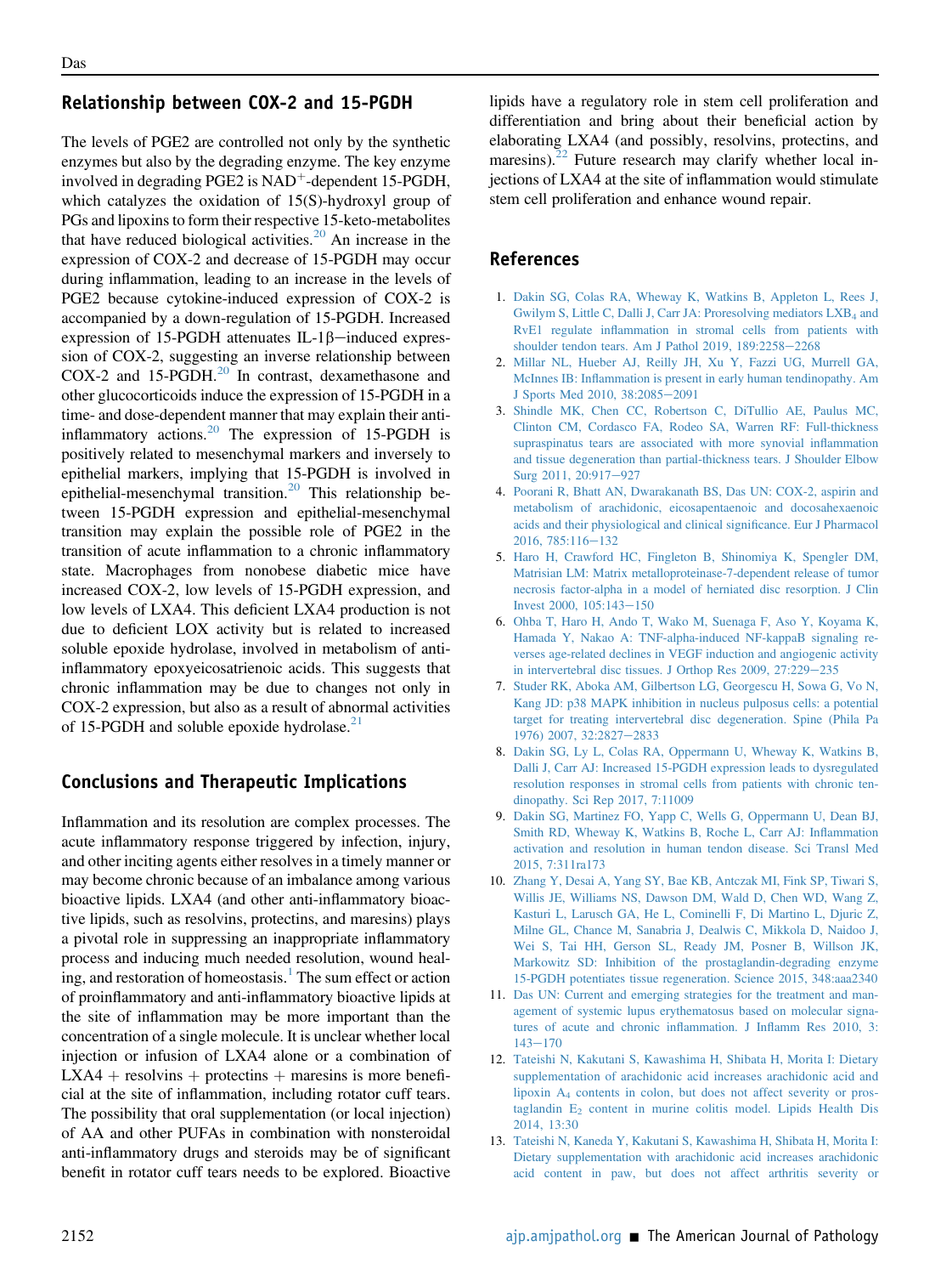## Relationship between COX-2 and 15-PGDH

The levels of PGE2 are controlled not only by the synthetic enzymes but also by the degrading enzyme. The key enzyme involved in degrading PGE2 is $NAD^+$-dependent 15-PGDH, which catalyzes the oxidation of 15(S)-hydroxyl group of PGs and lipoxins to form their respective 15-keto-metabolites that have reduced biological activities.[20] An increase in the expression of COX-2 and decrease of 15-PGDH may occur during inflammation, leading to an increase in the levels of PGE2 because cytokine-induced expression of COX-2 is accompanied by a down-regulation of 15-PGDH. Increased expression of 15-PGDH attenuates IL-1β−induced expression of COX-2, suggesting an inverse relationship between COX-2 and 15-PGDH.[20] In contrast, dexamethasone and other glucocorticoids induce the expression of 15-PGDH in a time- and dose-dependent manner that may explain their anti-inflammatory actions.[20] The expression of 15-PGDH is positively related to mesenchymal markers and inversely to epithelial markers, implying that 15-PGDH is involved in epithelial-mesenchymal transition.[20] This relationship between 15-PGDH expression and epithelial-mesenchymal transition may explain the possible role of PGE2 in the transition of acute inflammation to a chronic inflammatory state. Macrophages from nonobese diabetic mice have increased COX-2, low levels of 15-PGDH expression, and low levels of LXA4. This deficient LXA4 production is not due to deficient LOX activity but is related to increased soluble epoxide hydrolase, involved in metabolism of anti-inflammatory epoxyeicosatrienoic acids. This suggests that chronic inflammation may be due to changes not only in COX-2 expression, but also as a result of abnormal activities of 15-PGDH and soluble epoxide hydrolase.[21]

## Conclusions and Therapeutic Implications

Inflammation and its resolution are complex processes. The acute inflammatory response triggered by infection, injury, and other inciting agents either resolves in a timely manner or may become chronic because of an imbalance among various bioactive lipids. LXA4 (and other anti-inflammatory bioactive lipids, such as resolvins, protectins, and maresins) plays a pivotal role in suppressing an inappropriate inflammatory process and inducing much needed resolution, wound healing, and restoration of homeostasis.[1] The sum effect or action of proinflammatory and anti-inflammatory bioactive lipids at the site of inflammation may be more important than the concentration of a single molecule. It is unclear whether local injection or infusion of LXA4 alone or a combination of LXA4 + resolvins + protectins + maresins is more beneficial at the site of inflammation, including rotator cuff tears. The possibility that oral supplementation (or local injection) of AA and other PUFAs in combination with nonsteroidal anti-inflammatory drugs and steroids may be of significant benefit in rotator cuff tears needs to be explored. Bioactive lipids have a regulatory role in stem cell proliferation and differentiation and bring about their beneficial action by elaborating LXA4 (and possibly, resolvins, protectins, and maresins).[22] Future research may clarify whether local injections of LXA4 at the site of inflammation would stimulate stem cell proliferation and enhance wound repair.

## References

1. Dakin SG, Colas RA, Wheway K, Watkins B, Appleton L, Rees J, Gwilym S, Little C, Dalli J, Carr JA: Proresolving mediators $LXB_4$ and RvE1 regulate inflammation in stromal cells from patients with shoulder tendon tears. Am J Pathol 2019, 189:2258−2268
2. Millar NL, Hueber AJ, Reilly JH, Xu Y, Fazzi UG, Murrell GA, McInnes IB: Inflammation is present in early human tendinopathy. Am J Sports Med 2010, 38:2085−2091
3. Shindle MK, Chen CC, Robertson C, DiTullio AE, Paulus MC, Clinton CM, Cordasco FA, Rodeo SA, Warren RF: Full-thickness supraspinatus tears are associated with more synovial inflammation and tissue degeneration than partial-thickness tears. J Shoulder Elbow Surg 2011, 20:917−927
4. Poorani R, Bhatt AN, Dwarakanath BS, Das UN: COX-2, aspirin and metabolism of arachidonic, eicosapentaenoic and docosahexaenoic acids and their physiological and clinical significance. Eur J Pharmacol 2016, 785:116−132
5. Haro H, Crawford HC, Fingleton B, Shinomiya K, Spengler DM, Matrisian LM: Matrix metalloproteinase-7-dependent release of tumor necrosis factor-alpha in a model of herniated disc resorption. J Clin Invest 2000, 105:143−150
6. Ohba T, Haro H, Ando T, Wako M, Suenaga F, Aso Y, Koyama K, Hamada Y, Nakao A: TNF-alpha-induced NF-kappaB signaling reverses age-related declines in VEGF induction and angiogenic activity in intervertebral disc tissues. J Orthop Res 2009, 27:229−235
7. Studer RK, Aboka AM, Gilbertson LG, Georgescu H, Sowa G, Vo N, Kang JD: p38 MAPK inhibition in nucleus pulposus cells: a potential target for treating intervertebral disc degeneration. Spine (Phila Pa 1976) 2007, 32:2827−2833
8. Dakin SG, Ly L, Colas RA, Oppermann U, Wheway K, Watkins B, Dalli J, Carr AJ: Increased 15-PGDH expression leads to dysregulated resolution responses in stromal cells from patients with chronic tendinopathy. Sci Rep 2017, 7:11009
9. Dakin SG, Martinez FO, Yapp C, Wells G, Oppermann U, Dean BJ, Smith RD, Wheway K, Watkins B, Roche L, Carr AJ: Inflammation activation and resolution in human tendon disease. Sci Transl Med 2015, 7:311ra173
10. Zhang Y, Desai A, Yang SY, Bae KB, Antczak MI, Fink SP, Tiwari S, Willis JE, Williams NS, Dawson DM, Wald D, Chen WD, Wang Z, Kasturi L, Larusch GA, He L, Cominelli F, Di Martino L, Djuric Z, Milne GL, Chance M, Sanabria J, Dealwis C, Mikkola D, Naidoo J, Wei S, Tai HH, Gerson SL, Ready JM, Posner B, Willson JK, Markowitz SD: Inhibition of the prostaglandin-degrading enzyme 15-PGDH potentiates tissue regeneration. Science 2015, 348:aaa2340
11. Das UN: Current and emerging strategies for the treatment and management of systemic lupus erythematosus based on molecular signatures of acute and chronic inflammation. J Inflamm Res 2010, 3: 143−170
12. Tateishi N, Kakutani S, Kawashima H, Shibata H, Morita I: Dietary supplementation of arachidonic acid increases arachidonic acid and lipoxin $A_4$ contents in colon, but does not affect severity or prostaglandin $E_2$ content in murine colitis model. Lipids Health Dis 2014, 13:30
13. Tateishi N, Kaneda Y, Kakutani S, Kawashima H, Shibata H, Morita I: Dietary supplementation with arachidonic acid increases arachidonic acid content in paw, but does not affect arthritis severity or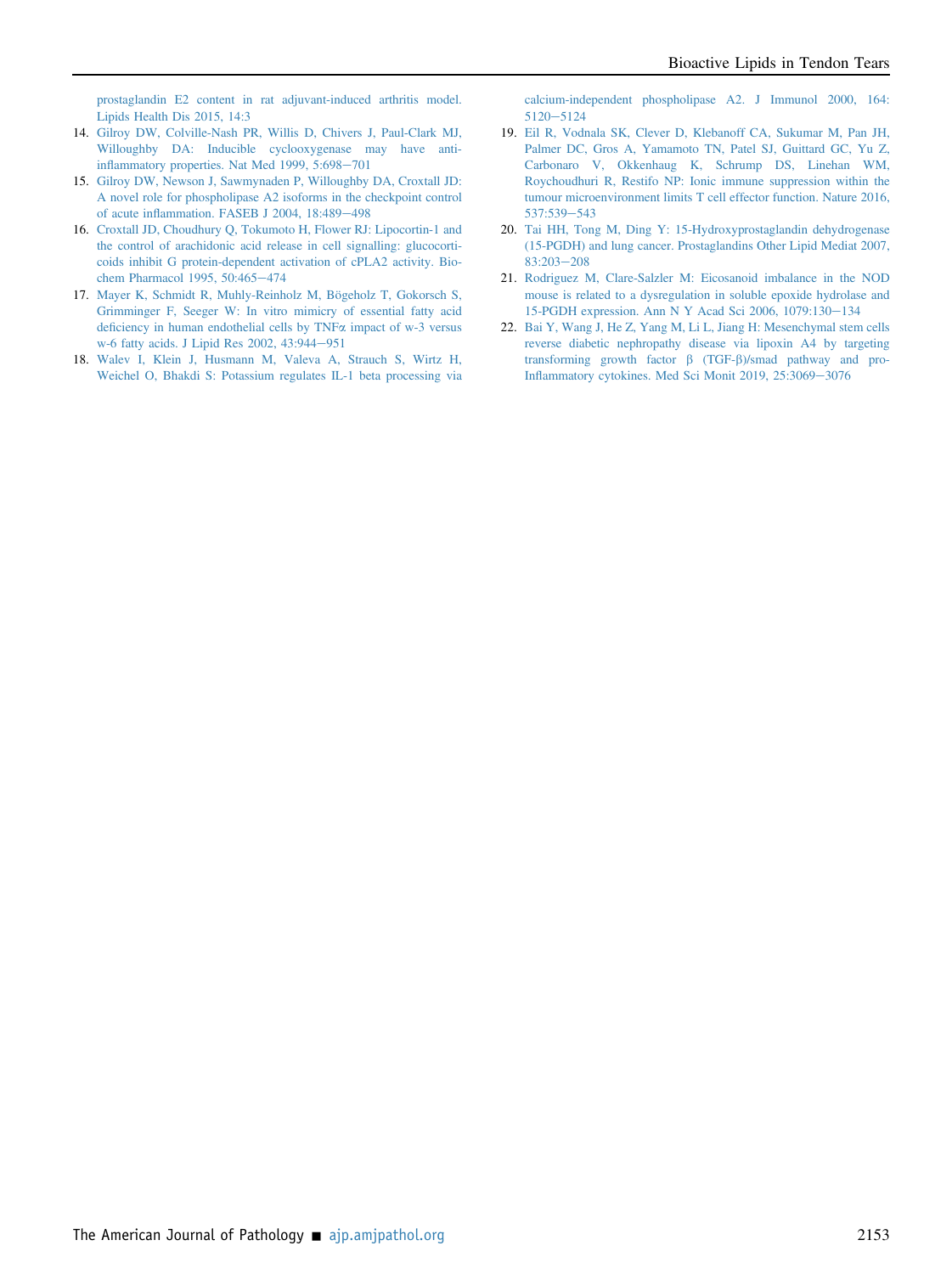prostaglandin E2 content in rat adjuvant-induced arthritis model. Lipids Health Dis 2015, 14:3

14. Gilroy DW, Colville-Nash PR, Willis D, Chivers J, Paul-Clark MJ, Willoughby DA: Inducible cyclooxygenase may have anti-inflammatory properties. Nat Med 1999, 5:698−701
15. Gilroy DW, Newson J, Sawmynaden P, Willoughby DA, Croxtall JD: A novel role for phospholipase A2 isoforms in the checkpoint control of acute inflammation. FASEB J 2004, 18:489−498
16. Croxtall JD, Choudhury Q, Tokumoto H, Flower RJ: Lipocortin-1 and the control of arachidonic acid release in cell signalling: glucocorticoids inhibit G protein-dependent activation of cPLA2 activity. Biochem Pharmacol 1995, 50:465−474
17. Mayer K, Schmidt R, Muhly-Reinholz M, Bögeholz T, Gokorsch S, Grimminger F, Seeger W: In vitro mimicry of essential fatty acid deficiency in human endothelial cells by TNFα impact of w-3 versus w-6 fatty acids. J Lipid Res 2002, 43:944−951
18. Walev I, Klein J, Husmann M, Valeva A, Strauch S, Wirtz H, Weichel O, Bhakdi S: Potassium regulates IL-1 beta processing via calcium-independent phospholipase A2. J Immunol 2000, 164:5120−5124
19. Eil R, Vodnala SK, Clever D, Klebanoff CA, Sukumar M, Pan JH, Palmer DC, Gros A, Yamamoto TN, Patel SJ, Guittard GC, Yu Z, Carbonaro V, Okkenhaug K, Schrump DS, Linehan WM, Roychoudhuri R, Restifo NP: Ionic immune suppression within the tumour microenvironment limits T cell effector function. Nature 2016, 537:539−543
20. Tai HH, Tong M, Ding Y: 15-Hydroxyprostaglandin dehydrogenase (15-PGDH) and lung cancer. Prostaglandins Other Lipid Mediat 2007, 83:203−208
21. Rodriguez M, Clare-Salzler M: Eicosanoid imbalance in the NOD mouse is related to a dysregulation in soluble epoxide hydrolase and 15-PGDH expression. Ann N Y Acad Sci 2006, 1079:130−134
22. Bai Y, Wang J, He Z, Yang M, Li L, Jiang H: Mesenchymal stem cells reverse diabetic nephropathy disease via lipoxin A4 by targeting transforming growth factor β (TGF-β)/smad pathway and pro-Inflammatory cytokines. Med Sci Monit 2019, 25:3069−3076